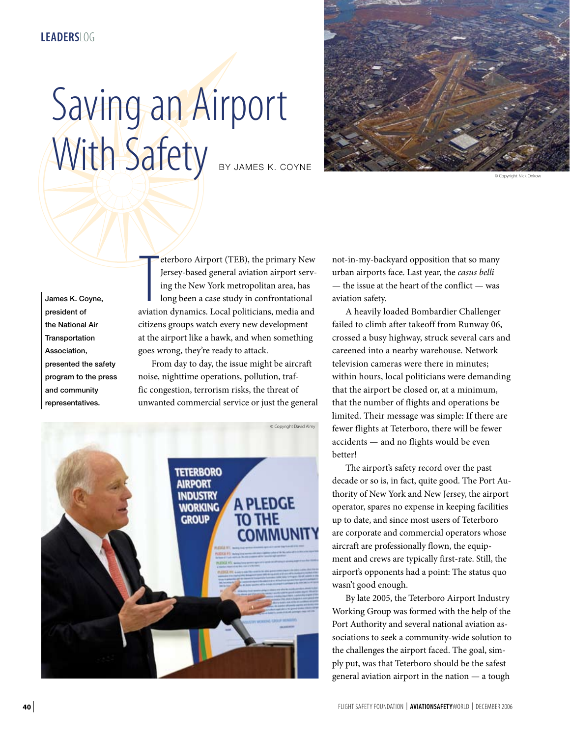LEADERSLOG

# Saving an Airport With Safety

BY JAMES K. COYNE

© Copyright Nick Onkow

James K. Coyne, president of the National Air Transportation Association, presented the safety program to the press and community representatives.

Teterboro Airport (TEB), the primary New Jersey-based general aviation airport serving the New York metropolitan area, has long been a case study in confrontational aviation dynamics. Local politicians, media and citizens groups watch every new development at the airport like a hawk, and when something goes wrong, they're ready to attack.

From day to day, the issue might be aircraft noise, nighttime operations, pollution, traffic congestion, terrorism risks, the threat of unwanted commercial service or just the general not-in-my-backyard opposition that so many urban airports face. Last year, the *casus belli* — the issue at the heart of the conflict — was aviation safety.

© Copyright David Almy

A heavily loaded Bombardier Challenger failed to climb after takeoff from Runway 06, crossed a busy highway, struck several cars and careened into a nearby warehouse. Network television cameras were there in minutes; within hours, local politicians were demanding that the airport be closed or, at a minimum, that the number of flights and operations be limited. Their message was simple: If there are fewer flights at Teterboro, there will be fewer accidents — and no flights would be even better!

The airport's safety record over the past decade or so is, in fact, quite good. The Port Authority of New York and New Jersey, the airport operator, spares no expense in keeping facilities up to date, and since most users of Teterboro are corporate and commercial operators whose aircraft are professionally flown, the equipment and crews are typically first-rate. Still, the airport's opponents had a point: The status quo wasn't good enough.

By late 2005, the Teterboro Airport Industry Working Group was formed with the help of the Port Authority and several national aviation associations to seek a community-wide solution to the challenges the airport faced. The goal, simply put, was that Teterboro should be the safest general aviation airport in the nation — a tough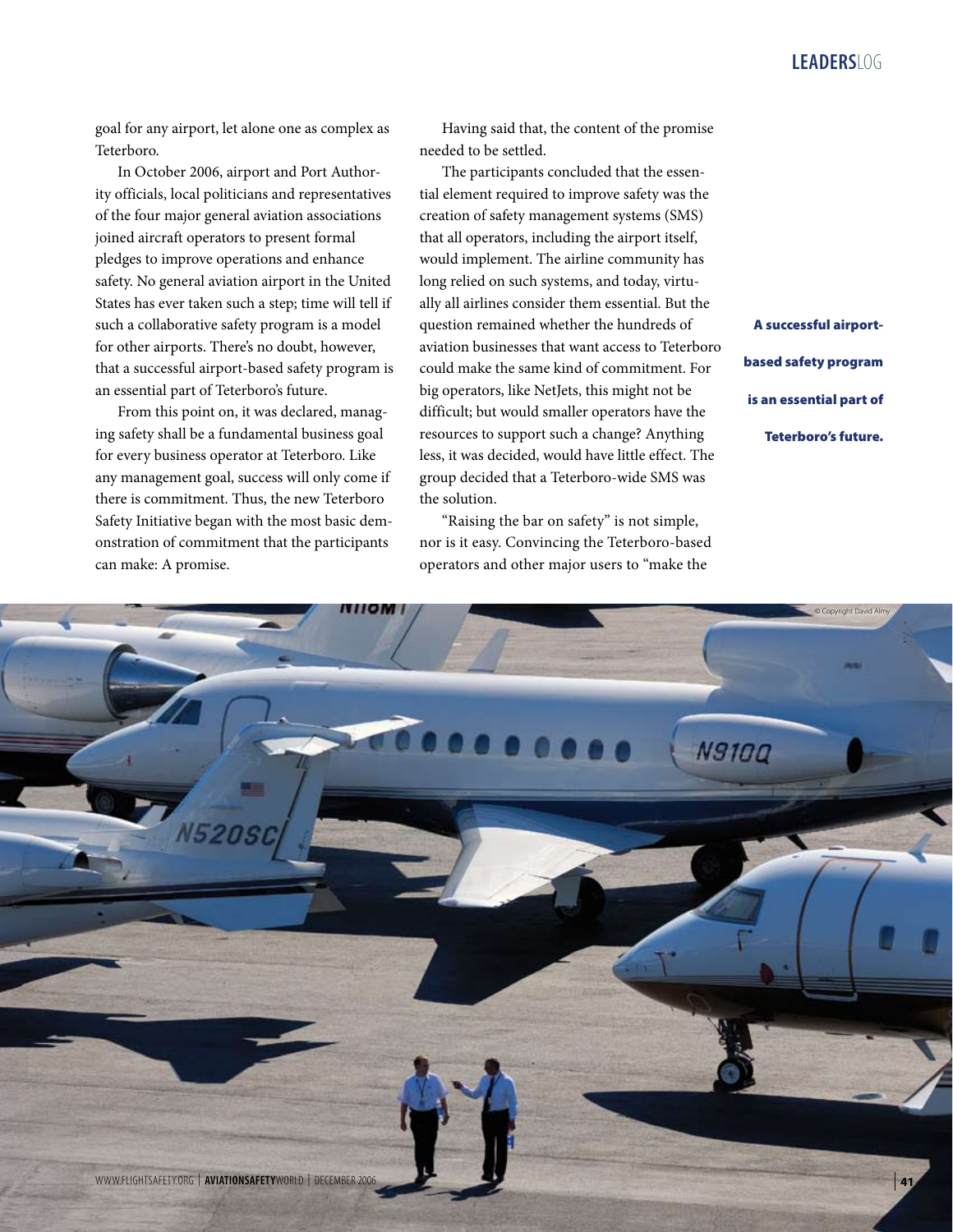goal for any airport, let alone one as complex as Teterboro.

In October 2006, airport and Port Authority officials, local politicians and representatives of the four major general aviation associations joined aircraft operators to present formal pledges to improve operations and enhance safety. No general aviation airport in the United States has ever taken such a step; time will tell if such a collaborative safety program is a model for other airports. There's no doubt, however, that a successful airport-based safety program is an essential part of Teterboro's future.

From this point on, it was declared, managing safety shall be a fundamental business goal for every business operator at Teterboro. Like any management goal, success will only come if there is commitment. Thus, the new Teterboro Safety Initiative began with the most basic demonstration of commitment that the participants can make: A promise.

Having said that, the content of the promise needed to be settled.

The participants concluded that the essential element required to improve safety was the creation of safety management systems (SMS) that all operators, including the airport itself, would implement. The airline community has long relied on such systems, and today, virtually all airlines consider them essential. But the question remained whether the hundreds of aviation businesses that want access to Teterboro could make the same kind of commitment. For big operators, like NetJets, this might not be difficult; but would smaller operators have the resources to support such a change? Anything less, it was decided, would have little effect. The group decided that a Teterboro-wide SMS was the solution.

"Raising the bar on safety" is not simple, nor is it easy. Convincing the Teterboro-based operators and other major users to "make the

**A successful airport-based safety program is an essential part of Teterboro's future.**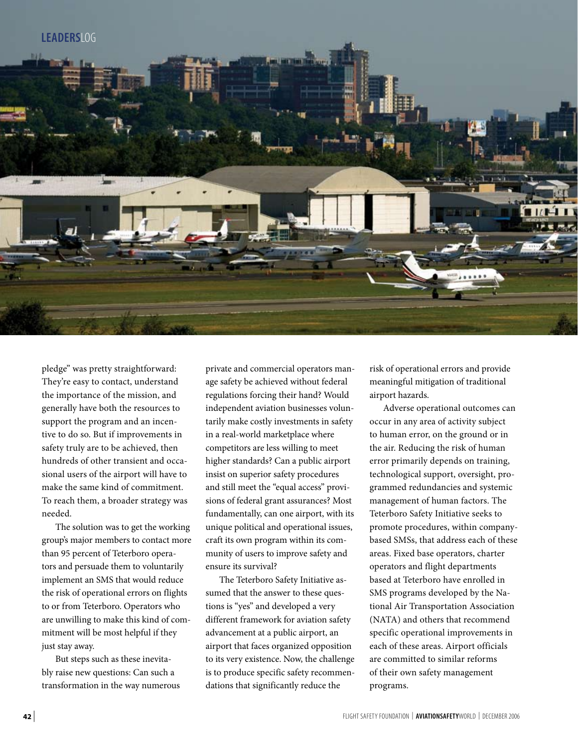pledge" was pretty straightforward: They're easy to contact, understand the importance of the mission, and generally have both the resources to support the program and an incentive to do so. But if improvements in safety truly are to be achieved, then hundreds of other transient and occasional users of the airport will have to make the same kind of commitment. To reach them, a broader strategy was needed.

The solution was to get the working group's major members to contact more than 95 percent of Teterboro operators and persuade them to voluntarily implement an SMS that would reduce the risk of operational errors on flights to or from Teterboro. Operators who are unwilling to make this kind of commitment will be most helpful if they just stay away.

But steps such as these inevitably raise new questions: Can such a transformation in the way numerous private and commercial operators manage safety be achieved without federal regulations forcing their hand? Would independent aviation businesses voluntarily make costly investments in safety in a real-world marketplace where competitors are less willing to meet higher standards? Can a public airport insist on superior safety procedures and still meet the "equal access" provisions of federal grant assurances? Most fundamentally, can one airport, with its unique political and operational issues, craft its own program within its community of users to improve safety and ensure its survival?

The Teterboro Safety Initiative assumed that the answer to these questions is "yes" and developed a very different framework for aviation safety advancement at a public airport, an airport that faces organized opposition to its very existence. Now, the challenge is to produce specific safety recommendations that significantly reduce the risk of operational errors and provide meaningful mitigation of traditional airport hazards.

Adverse operational outcomes can occur in any area of activity subject to human error, on the ground or in the air. Reducing the risk of human error primarily depends on training, technological support, oversight, programmed redundancies and systemic management of human factors. The Teterboro Safety Initiative seeks to promote procedures, within company-based SMSs, that address each of these areas. Fixed base operators, charter operators and flight departments based at Teterboro have enrolled in SMS programs developed by the National Air Transportation Association (NATA) and others that recommend specific operational improvements in each of these areas. Airport officials are committed to similar reforms of their own safety management programs.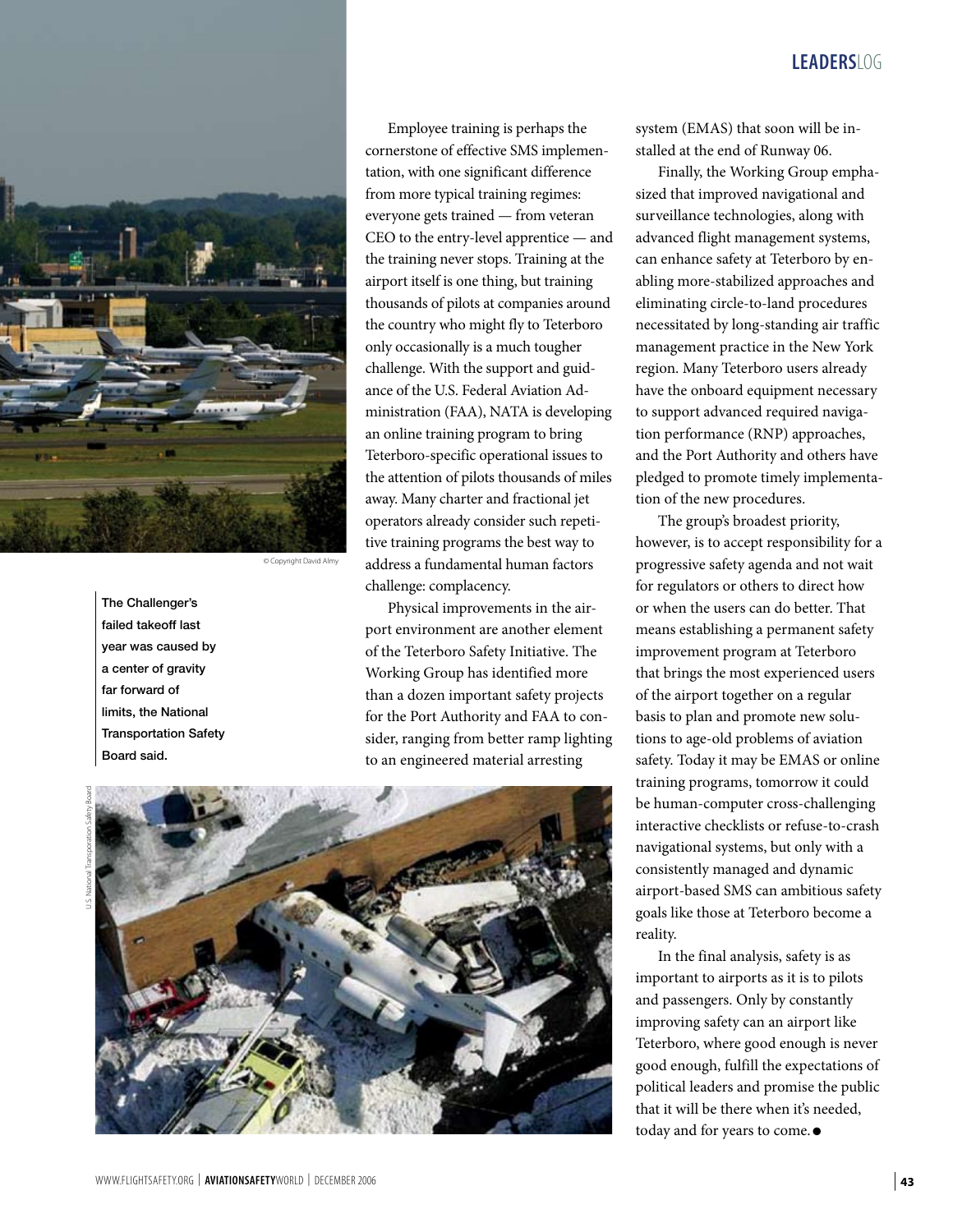The Challenger's failed takeoff last year was caused by a center of gravity far forward of limits, the National Transportation Safety Board said.

Employee training is perhaps the cornerstone of effective SMS implementation, with one significant difference from more typical training regimes: everyone gets trained — from veteran CEO to the entry-level apprentice — and the training never stops. Training at the airport itself is one thing, but training thousands of pilots at companies around the country who might fly to Teterboro only occasionally is a much tougher challenge. With the support and guidance of the U.S. Federal Aviation Administration (FAA), NATA is developing an online training program to bring Teterboro-specific operational issues to the attention of pilots thousands of miles away. Many charter and fractional jet operators already consider such repetitive training programs the best way to address a fundamental human factors challenge: complacency.

Physical improvements in the airport environment are another element of the Teterboro Safety Initiative. The Working Group has identified more than a dozen important safety projects for the Port Authority and FAA to consider, ranging from better ramp lighting to an engineered material arresting system (EMAS) that soon will be installed at the end of Runway 06.

Finally, the Working Group emphasized that improved navigational and surveillance technologies, along with advanced flight management systems, can enhance safety at Teterboro by enabling more-stabilized approaches and eliminating circle-to-land procedures necessitated by long-standing air traffic management practice in the New York region. Many Teterboro users already have the onboard equipment necessary to support advanced required navigation performance (RNP) approaches, and the Port Authority and others have pledged to promote timely implementation of the new procedures.

The group's broadest priority, however, is to accept responsibility for a progressive safety agenda and not wait for regulators or others to direct how or when the users can do better. That means establishing a permanent safety improvement program at Teterboro that brings the most experienced users of the airport together on a regular basis to plan and promote new solutions to age-old problems of aviation safety. Today it may be EMAS or online training programs, tomorrow it could be human-computer cross-challenging interactive checklists or refuse-to-crash navigational systems, but only with a consistently managed and dynamic airport-based SMS can ambitious safety goals like those at Teterboro become a reality.

In the final analysis, safety is as important to airports as it is to pilots and passengers. Only by constantly improving safety can an airport like Teterboro, where good enough is never good enough, fulfill the expectations of political leaders and promise the public that it will be there when it's needed, today and for years to come. ●